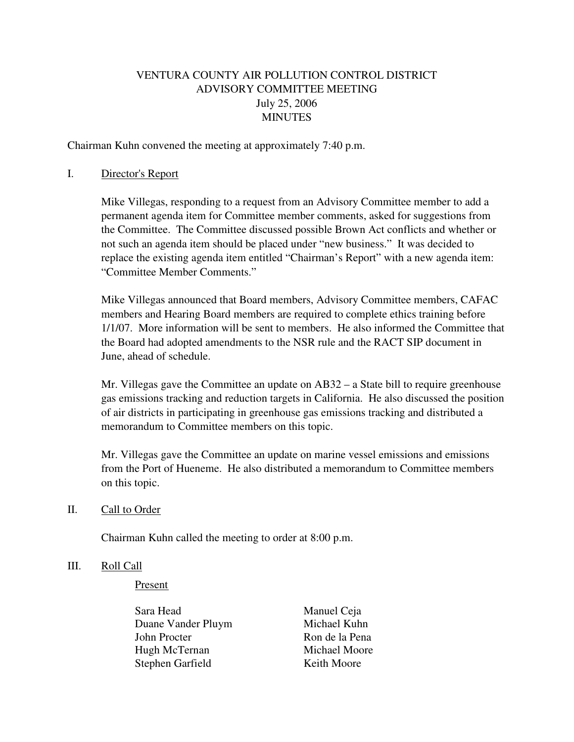# VENTURA COUNTY AIR POLLUTION CONTROL DISTRICT
## ADVISORY COMMITTEE MEETING
### July 25, 2006
### MINUTES

Chairman Kuhn convened the meeting at approximately 7:40 p.m.

I. <u>Director's Report</u>

Mike Villegas, responding to a request from an Advisory Committee member to add a permanent agenda item for Committee member comments, asked for suggestions from the Committee. The Committee discussed possible Brown Act conflicts and whether or not such an agenda item should be placed under "new business." It was decided to replace the existing agenda item entitled "Chairman's Report" with a new agenda item: "Committee Member Comments."

Mike Villegas announced that Board members, Advisory Committee members, CAFAC members and Hearing Board members are required to complete ethics training before 1/1/07. More information will be sent to members. He also informed the Committee that the Board had adopted amendments to the NSR rule and the RACT SIP document in June, ahead of schedule.

Mr. Villegas gave the Committee an update on AB32 – a State bill to require greenhouse gas emissions tracking and reduction targets in California. He also discussed the position of air districts in participating in greenhouse gas emissions tracking and distributed a memorandum to Committee members on this topic.

Mr. Villegas gave the Committee an update on marine vessel emissions and emissions from the Port of Hueneme. He also distributed a memorandum to Committee members on this topic.

II. <u>Call to Order</u>

Chairman Kuhn called the meeting to order at 8:00 p.m.

III. <u>Roll Call</u>

<u>Present</u>

| | |
|---|---|
| Sara Head | Manuel Ceja |
| Duane Vander Pluym | Michael Kuhn |
| John Procter | Ron de la Pena |
| Hugh McTernan | Michael Moore |
| Stephen Garfield | Keith Moore |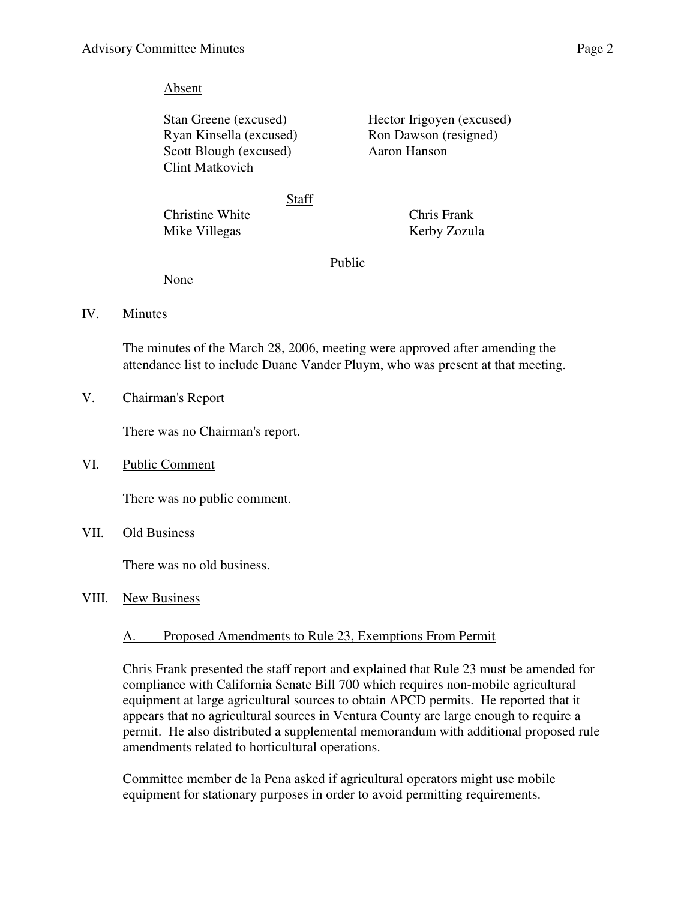Absent

| | |
|---|---|
| Stan Greene (excused) | Hector Irigoyen (excused) |
| Ryan Kinsella (excused) | Ron Dawson (resigned) |
| Scott Blough (excused) | Aaron Hanson |
| Clint Matkovich | |

Staff

| | |
|---|---|
| Christine White | Chris Frank |
| Mike Villegas | Kerby Zozula |

Public

None

IV. Minutes

The minutes of the March 28, 2006, meeting were approved after amending the attendance list to include Duane Vander Pluym, who was present at that meeting.

V. Chairman's Report

There was no Chairman's report.

VI. Public Comment

There was no public comment.

VII. Old Business

There was no old business.

VIII. New Business

A. Proposed Amendments to Rule 23, Exemptions From Permit

Chris Frank presented the staff report and explained that Rule 23 must be amended for compliance with California Senate Bill 700 which requires non-mobile agricultural equipment at large agricultural sources to obtain APCD permits. He reported that it appears that no agricultural sources in Ventura County are large enough to require a permit. He also distributed a supplemental memorandum with additional proposed rule amendments related to horticultural operations.

Committee member de la Pena asked if agricultural operators might use mobile equipment for stationary purposes in order to avoid permitting requirements.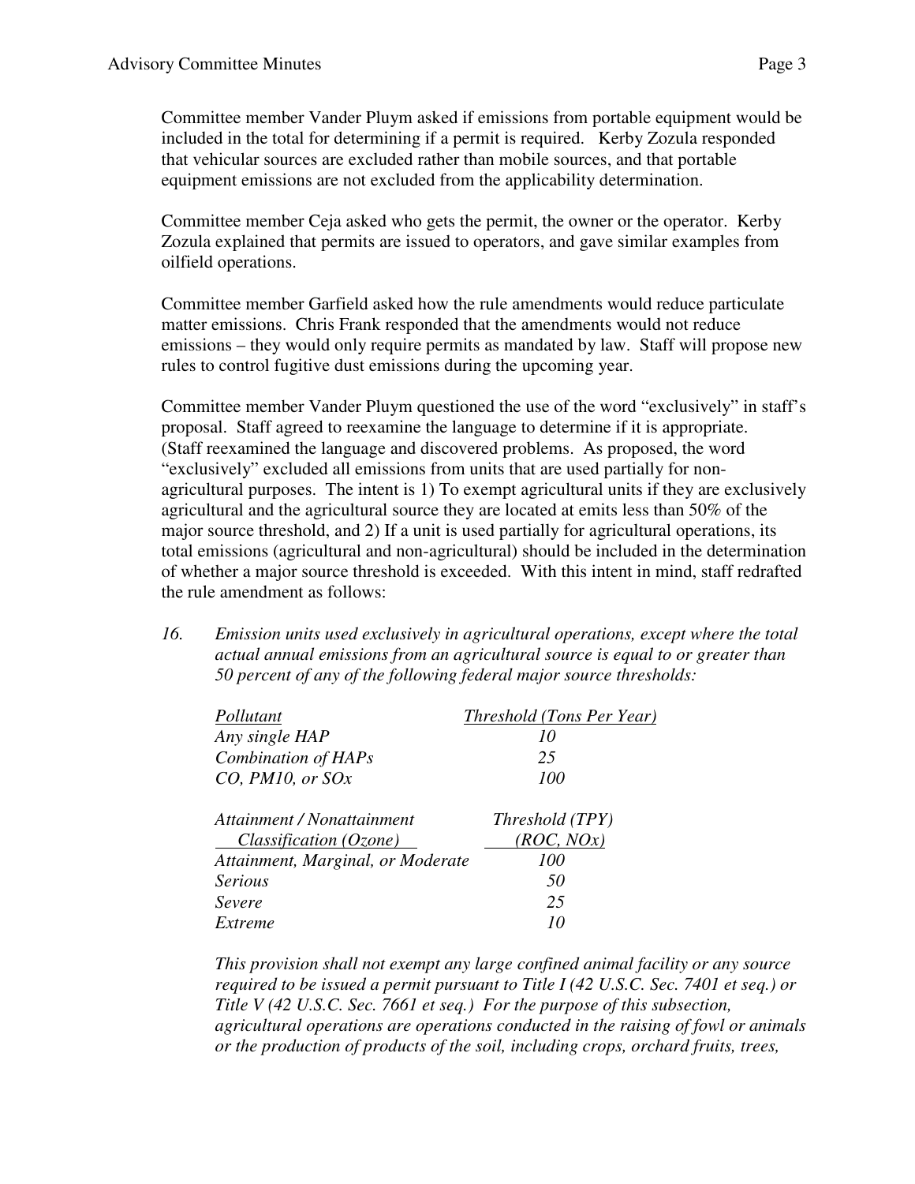Committee member Vander Pluym asked if emissions from portable equipment would be included in the total for determining if a permit is required. Kerby Zozula responded that vehicular sources are excluded rather than mobile sources, and that portable equipment emissions are not excluded from the applicability determination.

Committee member Ceja asked who gets the permit, the owner or the operator. Kerby Zozula explained that permits are issued to operators, and gave similar examples from oilfield operations.

Committee member Garfield asked how the rule amendments would reduce particulate matter emissions. Chris Frank responded that the amendments would not reduce emissions – they would only require permits as mandated by law. Staff will propose new rules to control fugitive dust emissions during the upcoming year.

Committee member Vander Pluym questioned the use of the word "exclusively" in staff's proposal. Staff agreed to reexamine the language to determine if it is appropriate. (Staff reexamined the language and discovered problems. As proposed, the word "exclusively" excluded all emissions from units that are used partially for non-agricultural purposes. The intent is 1) To exempt agricultural units if they are exclusively agricultural and the agricultural source they are located at emits less than 50% of the major source threshold, and 2) If a unit is used partially for agricultural operations, its total emissions (agricultural and non-agricultural) should be included in the determination of whether a major source threshold is exceeded. With this intent in mind, staff redrafted the rule amendment as follows:

16. *Emission units used exclusively in agricultural operations, except where the total actual annual emissions from an agricultural source is equal to or greater than 50 percent of any of the following federal major source thresholds:*

| *Pollutant* | *Threshold (Tons Per Year)* |
|---|---|
| *Any single HAP* | *10* |
| *Combination of HAPs* | *25* |
| *CO, PM10, or SOx* | *100* |

| *Attainment / Nonattainment Classification (Ozone)* | *Threshold (TPY) (ROC, NOx)* |
|---|---|
| *Attainment, Marginal, or Moderate* | *100* |
| *Serious* | *50* |
| *Severe* | *25* |
| *Extreme* | *10* |

*This provision shall not exempt any large confined animal facility or any source required to be issued a permit pursuant to Title I (42 U.S.C. Sec. 7401 et seq.) or Title V (42 U.S.C. Sec. 7661 et seq.) For the purpose of this subsection, agricultural operations are operations conducted in the raising of fowl or animals or the production of products of the soil, including crops, orchard fruits, trees,*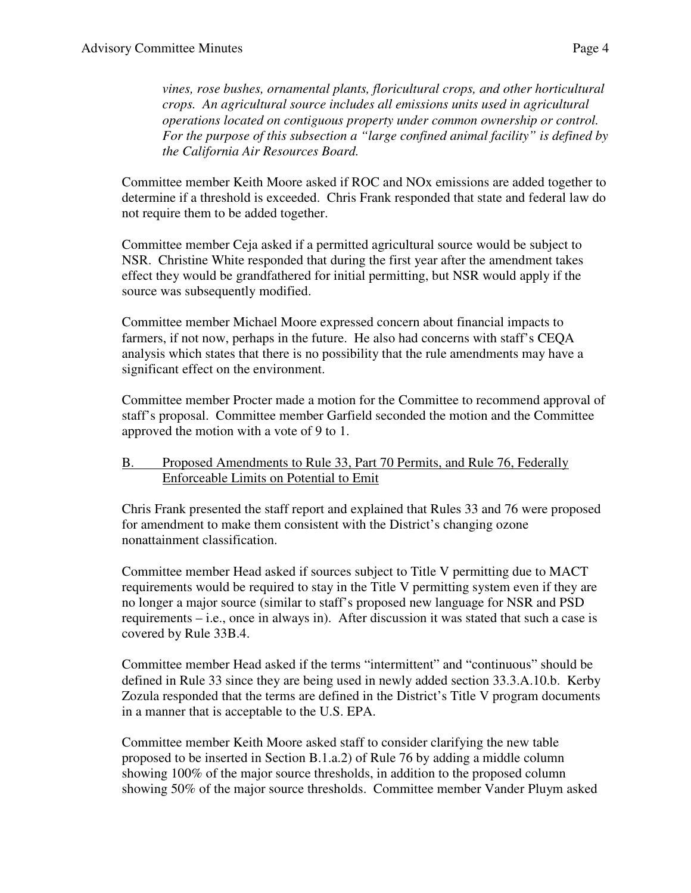*vines, rose bushes, ornamental plants, floricultural crops, and other horticultural crops. An agricultural source includes all emissions units used in agricultural operations located on contiguous property under common ownership or control. For the purpose of this subsection a "large confined animal facility" is defined by the California Air Resources Board.*

Committee member Keith Moore asked if ROC and NOx emissions are added together to determine if a threshold is exceeded. Chris Frank responded that state and federal law do not require them to be added together.

Committee member Ceja asked if a permitted agricultural source would be subject to NSR. Christine White responded that during the first year after the amendment takes effect they would be grandfathered for initial permitting, but NSR would apply if the source was subsequently modified.

Committee member Michael Moore expressed concern about financial impacts to farmers, if not now, perhaps in the future. He also had concerns with staff's CEQA analysis which states that there is no possibility that the rule amendments may have a significant effect on the environment.

Committee member Procter made a motion for the Committee to recommend approval of staff's proposal. Committee member Garfield seconded the motion and the Committee approved the motion with a vote of 9 to 1.

B. Proposed Amendments to Rule 33, Part 70 Permits, and Rule 76, Federally Enforceable Limits on Potential to Emit

Chris Frank presented the staff report and explained that Rules 33 and 76 were proposed for amendment to make them consistent with the District's changing ozone nonattainment classification.

Committee member Head asked if sources subject to Title V permitting due to MACT requirements would be required to stay in the Title V permitting system even if they are no longer a major source (similar to staff's proposed new language for NSR and PSD requirements – i.e., once in always in). After discussion it was stated that such a case is covered by Rule 33B.4.

Committee member Head asked if the terms "intermittent" and "continuous" should be defined in Rule 33 since they are being used in newly added section 33.3.A.10.b. Kerby Zozula responded that the terms are defined in the District's Title V program documents in a manner that is acceptable to the U.S. EPA.

Committee member Keith Moore asked staff to consider clarifying the new table proposed to be inserted in Section B.1.a.2) of Rule 76 by adding a middle column showing 100% of the major source thresholds, in addition to the proposed column showing 50% of the major source thresholds. Committee member Vander Pluym asked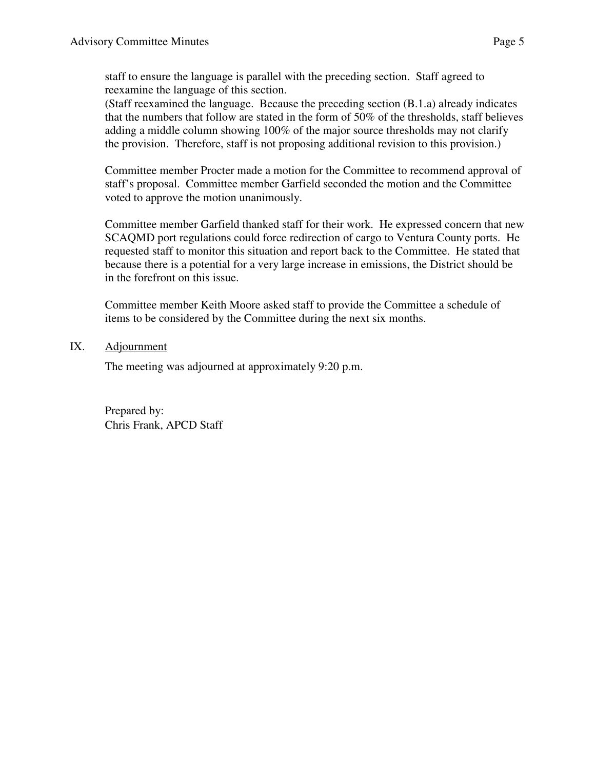staff to ensure the language is parallel with the preceding section. Staff agreed to reexamine the language of this section.
(Staff reexamined the language. Because the preceding section (B.1.a) already indicates that the numbers that follow are stated in the form of 50% of the thresholds, staff believes adding a middle column showing 100% of the major source thresholds may not clarify the provision. Therefore, staff is not proposing additional revision to this provision.)

Committee member Procter made a motion for the Committee to recommend approval of staff's proposal. Committee member Garfield seconded the motion and the Committee voted to approve the motion unanimously.

Committee member Garfield thanked staff for their work. He expressed concern that new SCAQMD port regulations could force redirection of cargo to Ventura County ports. He requested staff to monitor this situation and report back to the Committee. He stated that because there is a potential for a very large increase in emissions, the District should be in the forefront on this issue.

Committee member Keith Moore asked staff to provide the Committee a schedule of items to be considered by the Committee during the next six months.

## IX. Adjournment

The meeting was adjourned at approximately 9:20 p.m.

Prepared by:
Chris Frank, APCD Staff